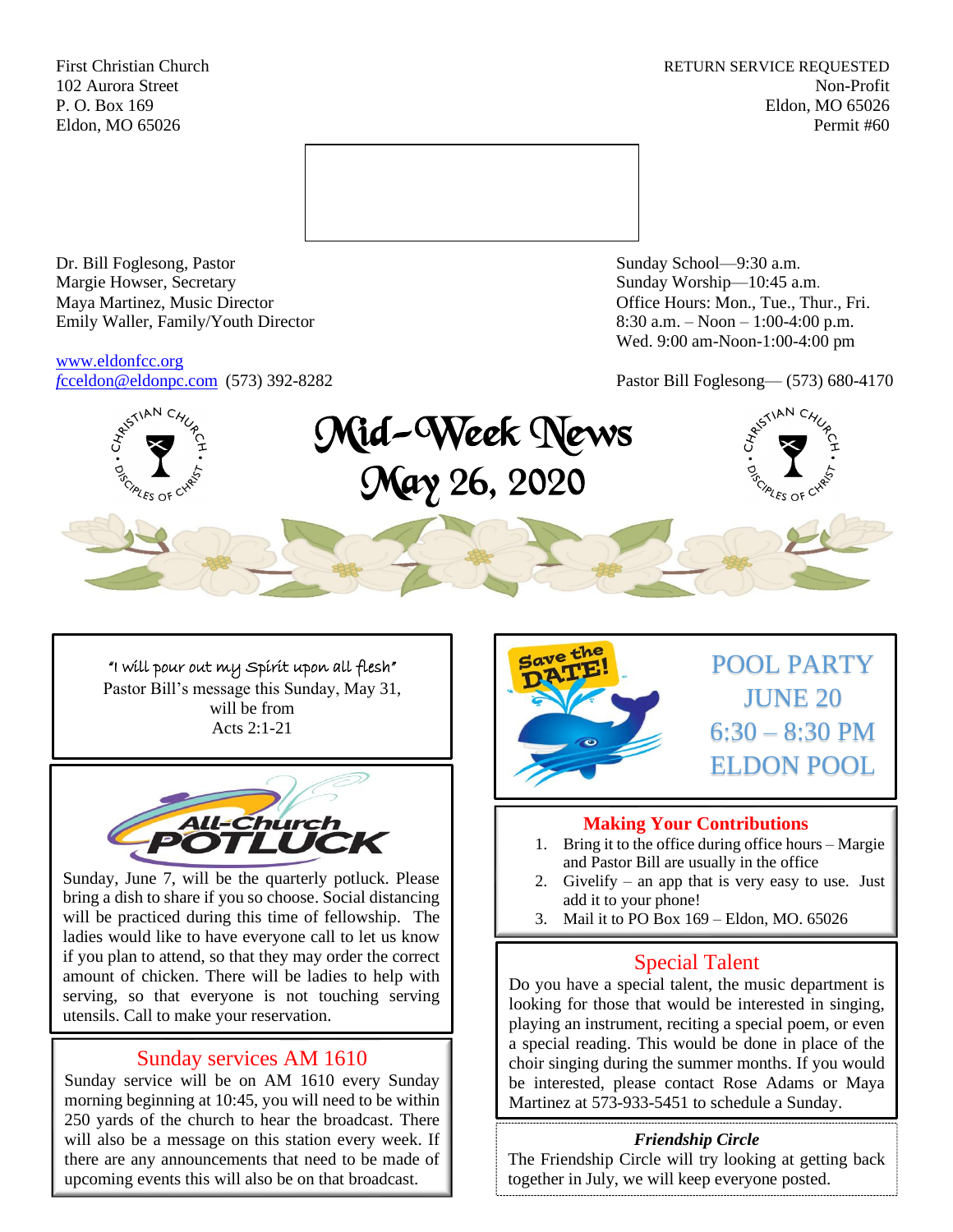First Christian Church
102 Aurora Street
P. O. Box 169
Eldon, MO 65026

RETURN SERVICE REQUESTED
Non-Profit
Eldon, MO 65026
Permit #60

Dr. Bill Foglesong, Pastor
Margie Howser, Secretary
Maya Martinez, Music Director
Emily Waller, Family/Youth Director

www.eldonfcc.org
fcceldon@eldonpc.com (573) 392-8282

Sunday School—9:30 a.m.
Sunday Worship—10:45 a.m.
Office Hours: Mon., Tue., Thur., Fri.
8:30 a.m. – Noon – 1:00-4:00 p.m.
Wed. 9:00 am-Noon-1:00-4:00 pm

Pastor Bill Foglesong— (573) 680-4170

# Mid-Week News
# May 26, 2020

"I will pour out my Spirit upon all flesh"
Pastor Bill's message this Sunday, May 31, will be from
Acts 2:1-21

## All-Church Potluck

Sunday, June 7, will be the quarterly potluck. Please bring a dish to share if you so choose. Social distancing will be practiced during this time of fellowship. The ladies would like to have everyone call to let us know if you plan to attend, so that they may order the correct amount of chicken. There will be ladies to help with serving, so that everyone is not touching serving utensils. Call to make your reservation.

## Sunday services AM 1610

Sunday service will be on AM 1610 every Sunday morning beginning at 10:45, you will need to be within 250 yards of the church to hear the broadcast. There will also be a message on this station every week. If there are any announcements that need to be made of upcoming events this will also be on that broadcast.

## Save the DATE!

POOL PARTY
JUNE 20
6:30 – 8:30 PM
ELDON POOL

## Making Your Contributions

1. Bring it to the office during office hours – Margie and Pastor Bill are usually in the office
2. Givelify – an app that is very easy to use. Just add it to your phone!
3. Mail it to PO Box 169 – Eldon, MO. 65026

## Special Talent

Do you have a special talent, the music department is looking for those that would be interested in singing, playing an instrument, reciting a special poem, or even a special reading. This would be done in place of the choir singing during the summer months. If you would be interested, please contact Rose Adams or Maya Martinez at 573-933-5451 to schedule a Sunday.

### *Friendship Circle*

The Friendship Circle will try looking at getting back together in July, we will keep everyone posted.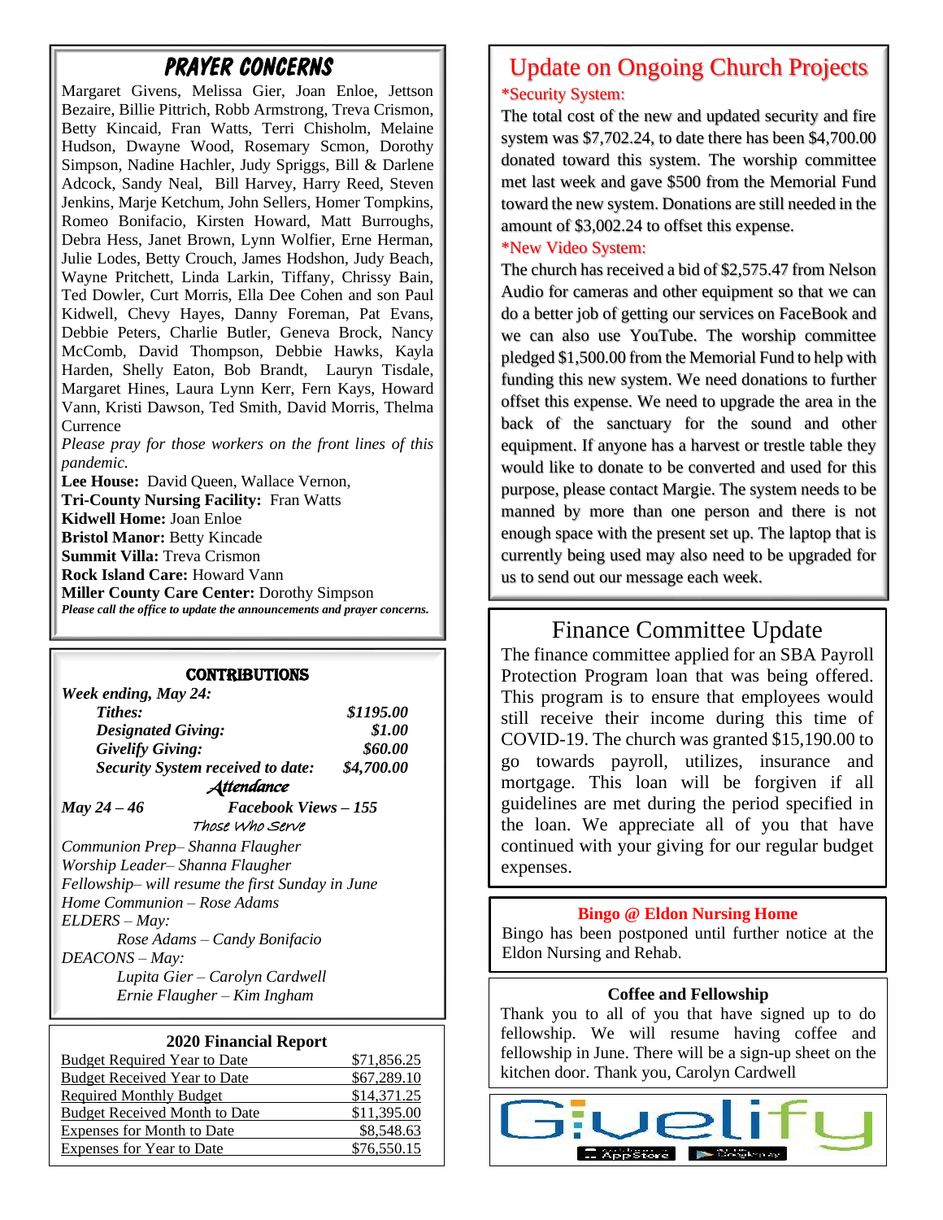## PRAYER CONCERNS

Margaret Givens, Melissa Gier, Joan Enloe, Jettson Bezaire, Billie Pittrich, Robb Armstrong, Treva Crismon, Betty Kincaid, Fran Watts, Terri Chisholm, Melaine Hudson, Dwayne Wood, Rosemary Scmon, Dorothy Simpson, Nadine Hachler, Judy Spriggs, Bill & Darlene Adcock, Sandy Neal, Bill Harvey, Harry Reed, Steven Jenkins, Marje Ketchum, John Sellers, Homer Tompkins, Romeo Bonifacio, Kirsten Howard, Matt Burroughs, Debra Hess, Janet Brown, Lynn Wolfier, Erne Herman, Julie Lodes, Betty Crouch, James Hodshon, Judy Beach, Wayne Pritchett, Linda Larkin, Tiffany, Chrissy Bain, Ted Dowler, Curt Morris, Ella Dee Cohen and son Paul Kidwell, Chevy Hayes, Danny Foreman, Pat Evans, Debbie Peters, Charlie Butler, Geneva Brock, Nancy McComb, David Thompson, Debbie Hawks, Kayla Harden, Shelly Eaton, Bob Brandt, Lauryn Tisdale, Margaret Hines, Laura Lynn Kerr, Fern Kays, Howard Vann, Kristi Dawson, Ted Smith, David Morris, Thelma Currence

*Please pray for those workers on the front lines of this pandemic.*

**Lee House:** David Queen, Wallace Vernon,
**Tri-County Nursing Facility:** Fran Watts
**Kidwell Home:** Joan Enloe
**Bristol Manor:** Betty Kincade
**Summit Villa:** Treva Crismon
**Rock Island Care:** Howard Vann
**Miller County Care Center:** Dorothy Simpson

***Please call the office to update the announcements and prayer concerns.***

## CONTRIBUTIONS

*Week ending, May 24:*

| | |
|---|---|
| ***Tithes:*** | ***$1195.00*** |
| ***Designated Giving:*** | ***$1.00*** |
| ***Givelify Giving:*** | ***$60.00*** |
| ***Security System received to date:*** | ***$4,700.00*** |

*Attendance*

*May 24 – 46* &nbsp;&nbsp;&nbsp; ***Facebook Views – 155***

*Those Who Serve*

*Communion Prep– Shanna Flaugher*
*Worship Leader– Shanna Flaugher*
*Fellowship– will resume the first Sunday in June*
*Home Communion – Rose Adams*
*ELDERS – May:*
*Rose Adams – Candy Bonifacio*
*DEACONS – May:*
*Lupita Gier – Carolyn Cardwell*
*Ernie Flaugher – Kim Ingham*

## 2020 Financial Report

| | |
|---|---|
| Budget Required Year to Date | $71,856.25 |
| Budget Received Year to Date | $67,289.10 |
| Required Monthly Budget | $14,371.25 |
| Budget Received Month to Date | $11,395.00 |
| Expenses for Month to Date | $8,548.63 |
| Expenses for Year to Date | $76,550.15 |

## Update on Ongoing Church Projects

*Security System:

The total cost of the new and updated security and fire system was $7,702.24, to date there has been $4,700.00 donated toward this system. The worship committee met last week and gave $500 from the Memorial Fund toward the new system. Donations are still needed in the amount of $3,002.24 to offset this expense.

*New Video System:

The church has received a bid of $2,575.47 from Nelson Audio for cameras and other equipment so that we can do a better job of getting our services on FaceBook and we can also use YouTube. The worship committee pledged $1,500.00 from the Memorial Fund to help with funding this new system. We need donations to further offset this expense. We need to upgrade the area in the back of the sanctuary for the sound and other equipment. If anyone has a harvest or trestle table they would like to donate to be converted and used for this purpose, please contact Margie. The system needs to be manned by more than one person and there is not enough space with the present set up. The laptop that is currently being used may also need to be upgraded for us to send out our message each week.

## Finance Committee Update

The finance committee applied for an SBA Payroll Protection Program loan that was being offered. This program is to ensure that employees would still receive their income during this time of COVID-19. The church was granted $15,190.00 to go towards payroll, utilizes, insurance and mortgage. This loan will be forgiven if all guidelines are met during the period specified in the loan. We appreciate all of you that have continued with your giving for our regular budget expenses.

**Bingo @ Eldon Nursing Home**

Bingo has been postponed until further notice at the Eldon Nursing and Rehab.

**Coffee and Fellowship**

Thank you to all of you that have signed up to do fellowship. We will resume having coffee and fellowship in June. There will be a sign-up sheet on the kitchen door. Thank you, Carolyn Cardwell

Givelify